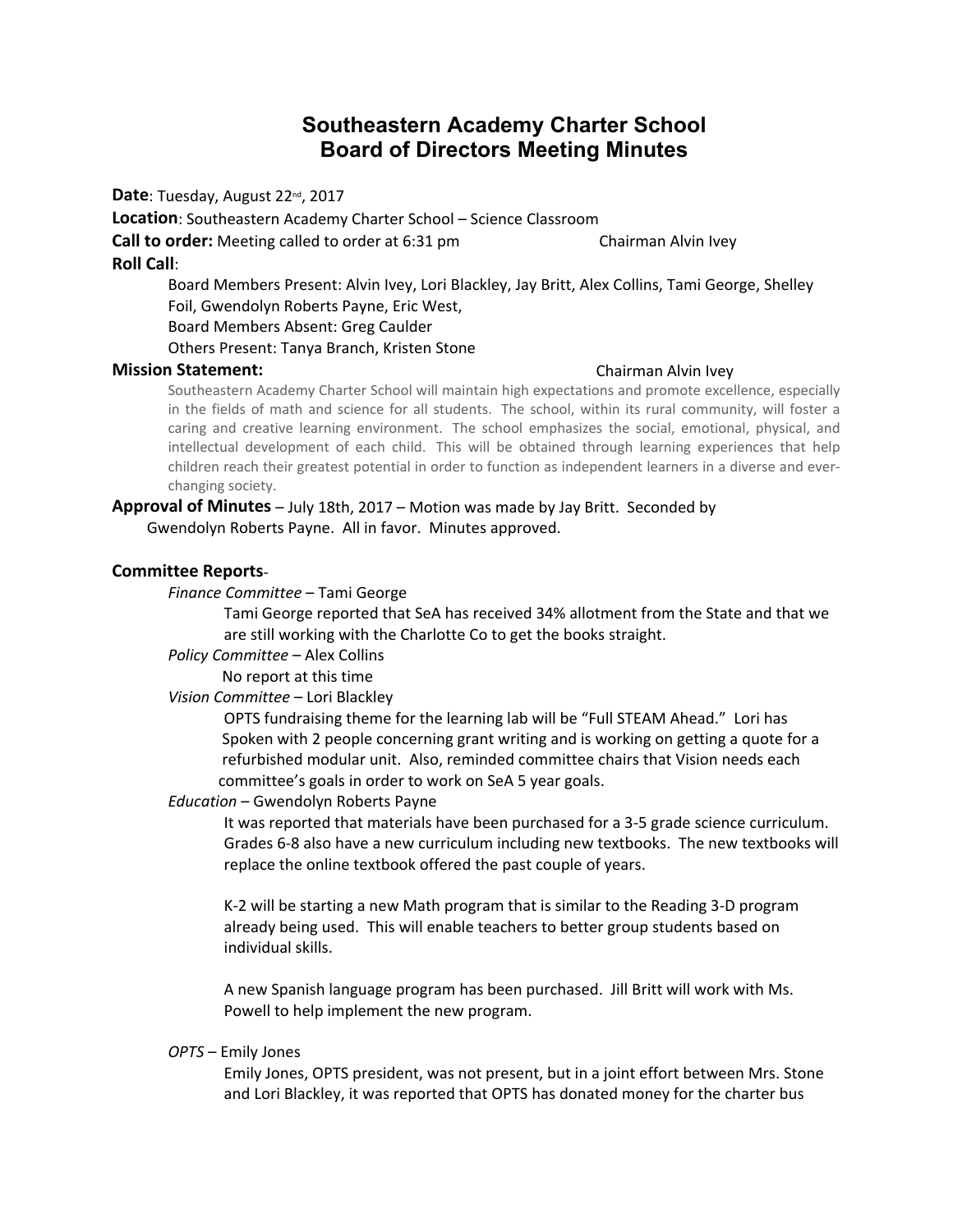# Southeastern Academy Charter School
# Board of Directors Meeting Minutes

**Date**: Tuesday, August 22nd, 2017

**Location**: Southeastern Academy Charter School – Science Classroom

**Call to order:** Meeting called to order at 6:31 pm — Chairman Alvin Ivey

**Roll Call**:

Board Members Present: Alvin Ivey, Lori Blackley, Jay Britt, Alex Collins, Tami George, Shelley Foil, Gwendolyn Roberts Payne, Eric West,

Board Members Absent: Greg Caulder

Others Present: Tanya Branch, Kristen Stone

**Mission Statement:** — Chairman Alvin Ivey

Southeastern Academy Charter School will maintain high expectations and promote excellence, especially in the fields of math and science for all students. The school, within its rural community, will foster a caring and creative learning environment. The school emphasizes the social, emotional, physical, and intellectual development of each child. This will be obtained through learning experiences that help children reach their greatest potential in order to function as independent learners in a diverse and ever-changing society.

**Approval of Minutes** – July 18th, 2017 – Motion was made by Jay Britt. Seconded by Gwendolyn Roberts Payne. All in favor. Minutes approved.

**Committee Reports**-

*Finance Committee* – Tami George

Tami George reported that SeA has received 34% allotment from the State and that we are still working with the Charlotte Co to get the books straight.

*Policy Committee* – Alex Collins

No report at this time

*Vision Committee* – Lori Blackley

OPTS fundraising theme for the learning lab will be "Full STEAM Ahead." Lori has Spoken with 2 people concerning grant writing and is working on getting a quote for a refurbished modular unit. Also, reminded committee chairs that Vision needs each committee's goals in order to work on SeA 5 year goals.

*Education* – Gwendolyn Roberts Payne

It was reported that materials have been purchased for a 3-5 grade science curriculum. Grades 6-8 also have a new curriculum including new textbooks. The new textbooks will replace the online textbook offered the past couple of years.

K-2 will be starting a new Math program that is similar to the Reading 3-D program already being used. This will enable teachers to better group students based on individual skills.

A new Spanish language program has been purchased. Jill Britt will work with Ms. Powell to help implement the new program.

*OPTS* – Emily Jones

Emily Jones, OPTS president, was not present, but in a joint effort between Mrs. Stone and Lori Blackley, it was reported that OPTS has donated money for the charter bus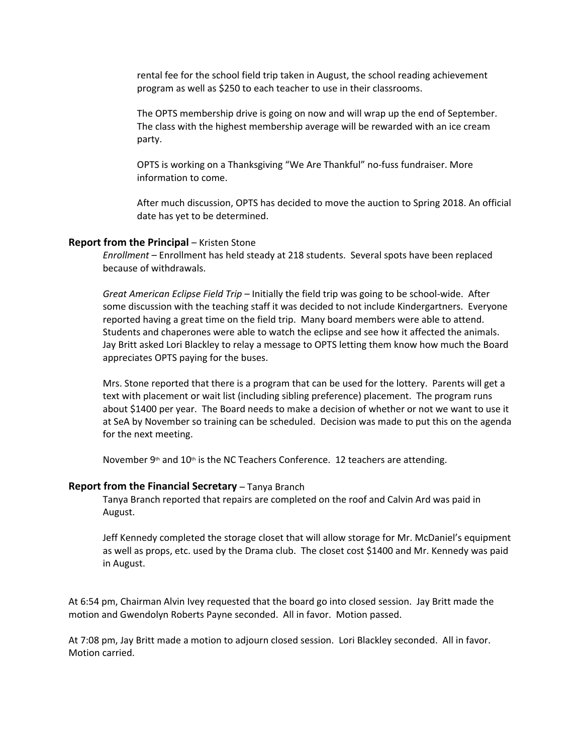rental fee for the school field trip taken in August, the school reading achievement program as well as $250 to each teacher to use in their classrooms.

The OPTS membership drive is going on now and will wrap up the end of September. The class with the highest membership average will be rewarded with an ice cream party.

OPTS is working on a Thanksgiving "We Are Thankful" no-fuss fundraiser. More information to come.

After much discussion, OPTS has decided to move the auction to Spring 2018. An official date has yet to be determined.

**Report from the Principal** – Kristen Stone

*Enrollment* – Enrollment has held steady at 218 students. Several spots have been replaced because of withdrawals.

*Great American Eclipse Field Trip* – Initially the field trip was going to be school-wide. After some discussion with the teaching staff it was decided to not include Kindergartners. Everyone reported having a great time on the field trip. Many board members were able to attend. Students and chaperones were able to watch the eclipse and see how it affected the animals. Jay Britt asked Lori Blackley to relay a message to OPTS letting them know how much the Board appreciates OPTS paying for the buses.

Mrs. Stone reported that there is a program that can be used for the lottery. Parents will get a text with placement or wait list (including sibling preference) placement. The program runs about $1400 per year. The Board needs to make a decision of whether or not we want to use it at SeA by November so training can be scheduled. Decision was made to put this on the agenda for the next meeting.

November 9th and 10th is the NC Teachers Conference. 12 teachers are attending.

**Report from the Financial Secretary** – Tanya Branch

Tanya Branch reported that repairs are completed on the roof and Calvin Ard was paid in August.

Jeff Kennedy completed the storage closet that will allow storage for Mr. McDaniel's equipment as well as props, etc. used by the Drama club. The closet cost $1400 and Mr. Kennedy was paid in August.

At 6:54 pm, Chairman Alvin Ivey requested that the board go into closed session. Jay Britt made the motion and Gwendolyn Roberts Payne seconded. All in favor. Motion passed.

At 7:08 pm, Jay Britt made a motion to adjourn closed session. Lori Blackley seconded. All in favor. Motion carried.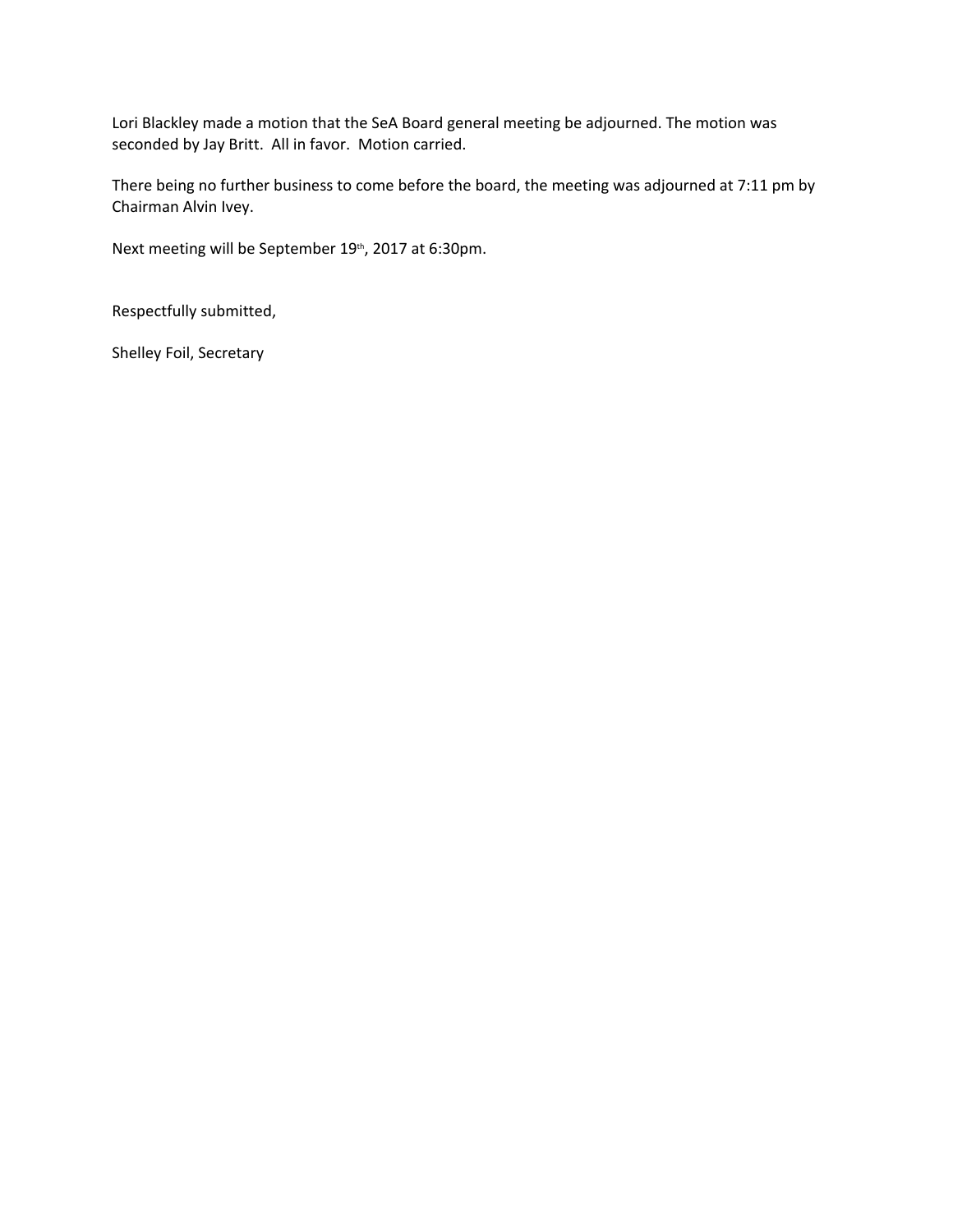Lori Blackley made a motion that the SeA Board general meeting be adjourned. The motion was seconded by Jay Britt. All in favor. Motion carried.

There being no further business to come before the board, the meeting was adjourned at 7:11 pm by Chairman Alvin Ivey.

Next meeting will be September 19th, 2017 at 6:30pm.

Respectfully submitted,

Shelley Foil, Secretary